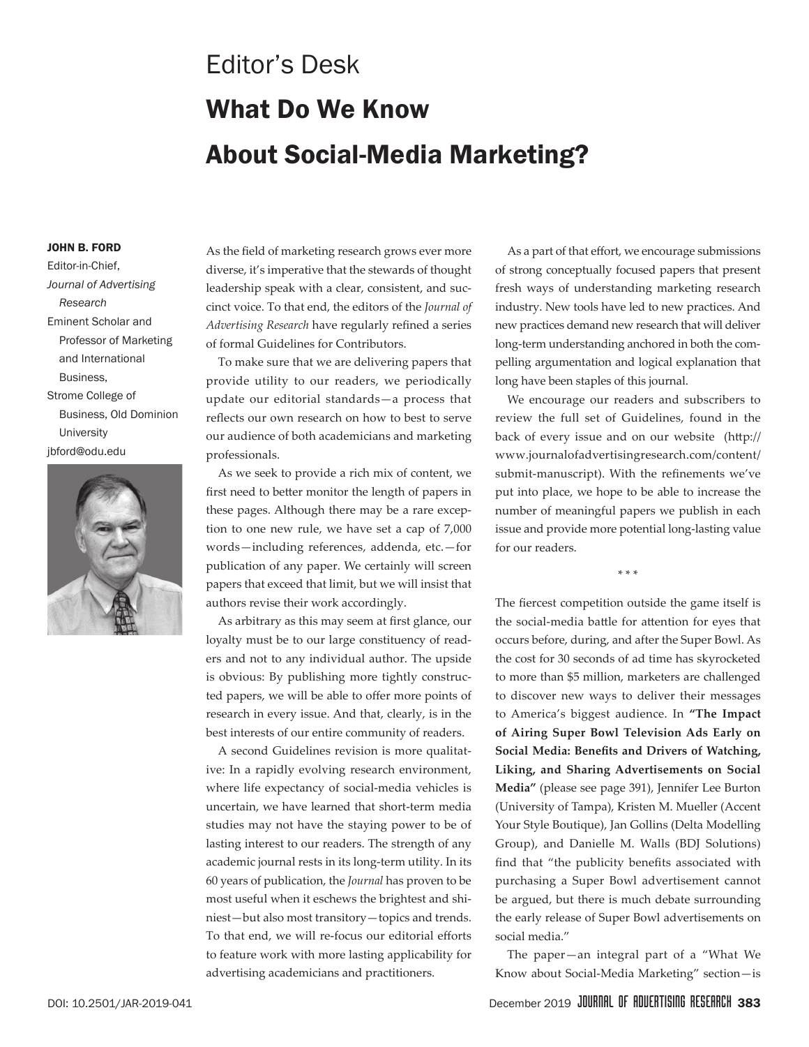# Editor's Desk

# What Do We Know About Social-Media Marketing?

**JOHN B. FORD**
Editor-in-Chief,
*Journal of Advertising Research*
Eminent Scholar and Professor of Marketing and International Business,
Strome College of Business, Old Dominion University
jbford@odu.edu

As the field of marketing research grows ever more diverse, it's imperative that the stewards of thought leadership speak with a clear, consistent, and succinct voice. To that end, the editors of the *Journal of Advertising Research* have regularly refined a series of formal Guidelines for Contributors.

To make sure that we are delivering papers that provide utility to our readers, we periodically update our editorial standards—a process that reflects our own research on how to best to serve our audience of both academicians and marketing professionals.

As we seek to provide a rich mix of content, we first need to better monitor the length of papers in these pages. Although there may be a rare exception to one new rule, we have set a cap of 7,000 words—including references, addenda, etc.—for publication of any paper. We certainly will screen papers that exceed that limit, but we will insist that authors revise their work accordingly.

As arbitrary as this may seem at first glance, our loyalty must be to our large constituency of readers and not to any individual author. The upside is obvious: By publishing more tightly constructed papers, we will be able to offer more points of research in every issue. And that, clearly, is in the best interests of our entire community of readers.

A second Guidelines revision is more qualitative: In a rapidly evolving research environment, where life expectancy of social-media vehicles is uncertain, we have learned that short-term media studies may not have the staying power to be of lasting interest to our readers. The strength of any academic journal rests in its long-term utility. In its 60 years of publication, the *Journal* has proven to be most useful when it eschews the brightest and shiniest—but also most transitory—topics and trends. To that end, we will re-focus our editorial efforts to feature work with more lasting applicability for advertising academicians and practitioners.

As a part of that effort, we encourage submissions of strong conceptually focused papers that present fresh ways of understanding marketing research industry. New tools have led to new practices. And new practices demand new research that will deliver long-term understanding anchored in both the compelling argumentation and logical explanation that long have been staples of this journal.

We encourage our readers and subscribers to review the full set of Guidelines, found in the back of every issue and on our website (http://www.journalofadvertisingresearch.com/content/submit-manuscript). With the refinements we've put into place, we hope to be able to increase the number of meaningful papers we publish in each issue and provide more potential long-lasting value for our readers.

\* \* \*

The fiercest competition outside the game itself is the social-media battle for attention for eyes that occurs before, during, and after the Super Bowl. As the cost for 30 seconds of ad time has skyrocketed to more than $5 million, marketers are challenged to discover new ways to deliver their messages to America's biggest audience. In **"The Impact of Airing Super Bowl Television Ads Early on Social Media: Benefits and Drivers of Watching, Liking, and Sharing Advertisements on Social Media"** (please see page 391), Jennifer Lee Burton (University of Tampa), Kristen M. Mueller (Accent Your Style Boutique), Jan Gollins (Delta Modelling Group), and Danielle M. Walls (BDJ Solutions) find that "the publicity benefits associated with purchasing a Super Bowl advertisement cannot be argued, but there is much debate surrounding the early release of Super Bowl advertisements on social media."

The paper—an integral part of a "What We Know about Social-Media Marketing" section—is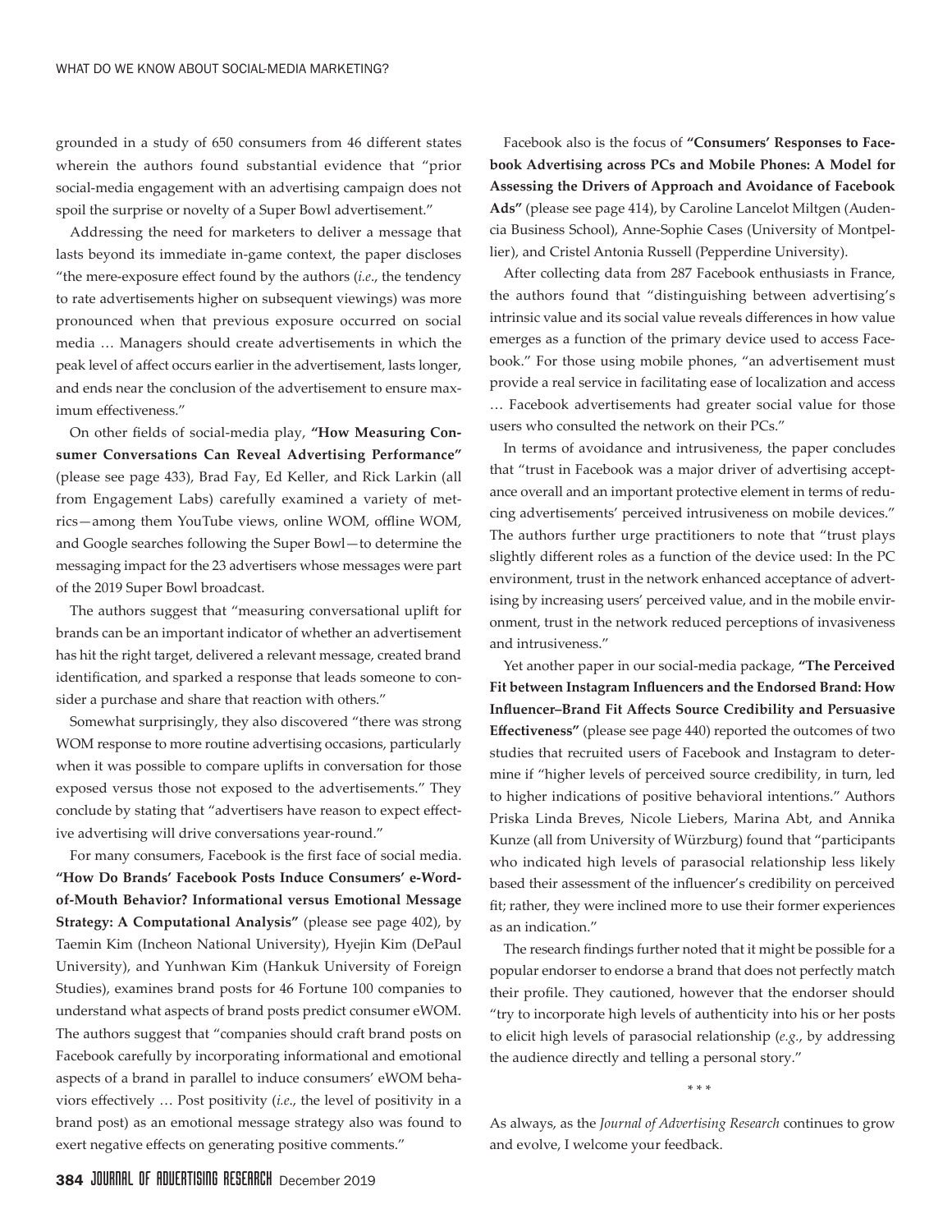grounded in a study of 650 consumers from 46 different states wherein the authors found substantial evidence that "prior social-media engagement with an advertising campaign does not spoil the surprise or novelty of a Super Bowl advertisement."

Addressing the need for marketers to deliver a message that lasts beyond its immediate in-game context, the paper discloses "the mere-exposure effect found by the authors (*i.e.*, the tendency to rate advertisements higher on subsequent viewings) was more pronounced when that previous exposure occurred on social media … Managers should create advertisements in which the peak level of affect occurs earlier in the advertisement, lasts longer, and ends near the conclusion of the advertisement to ensure maximum effectiveness."

On other fields of social-media play, **"How Measuring Consumer Conversations Can Reveal Advertising Performance"** (please see page 433), Brad Fay, Ed Keller, and Rick Larkin (all from Engagement Labs) carefully examined a variety of metrics—among them YouTube views, online WOM, offline WOM, and Google searches following the Super Bowl—to determine the messaging impact for the 23 advertisers whose messages were part of the 2019 Super Bowl broadcast.

The authors suggest that "measuring conversational uplift for brands can be an important indicator of whether an advertisement has hit the right target, delivered a relevant message, created brand identification, and sparked a response that leads someone to consider a purchase and share that reaction with others."

Somewhat surprisingly, they also discovered "there was strong WOM response to more routine advertising occasions, particularly when it was possible to compare uplifts in conversation for those exposed versus those not exposed to the advertisements." They conclude by stating that "advertisers have reason to expect effective advertising will drive conversations year-round."

For many consumers, Facebook is the first face of social media. **"How Do Brands' Facebook Posts Induce Consumers' e-Word-of-Mouth Behavior? Informational versus Emotional Message Strategy: A Computational Analysis"** (please see page 402), by Taemin Kim (Incheon National University), Hyejin Kim (DePaul University), and Yunhwan Kim (Hankuk University of Foreign Studies), examines brand posts for 46 Fortune 100 companies to understand what aspects of brand posts predict consumer eWOM. The authors suggest that "companies should craft brand posts on Facebook carefully by incorporating informational and emotional aspects of a brand in parallel to induce consumers' eWOM behaviors effectively … Post positivity (*i.e.*, the level of positivity in a brand post) as an emotional message strategy also was found to exert negative effects on generating positive comments."

Facebook also is the focus of **"Consumers' Responses to Facebook Advertising across PCs and Mobile Phones: A Model for Assessing the Drivers of Approach and Avoidance of Facebook Ads"** (please see page 414), by Caroline Lancelot Miltgen (Audencia Business School), Anne-Sophie Cases (University of Montpellier), and Cristel Antonia Russell (Pepperdine University).

After collecting data from 287 Facebook enthusiasts in France, the authors found that "distinguishing between advertising's intrinsic value and its social value reveals differences in how value emerges as a function of the primary device used to access Facebook." For those using mobile phones, "an advertisement must provide a real service in facilitating ease of localization and access … Facebook advertisements had greater social value for those users who consulted the network on their PCs."

In terms of avoidance and intrusiveness, the paper concludes that "trust in Facebook was a major driver of advertising acceptance overall and an important protective element in terms of reducing advertisements' perceived intrusiveness on mobile devices." The authors further urge practitioners to note that "trust plays slightly different roles as a function of the device used: In the PC environment, trust in the network enhanced acceptance of advertising by increasing users' perceived value, and in the mobile environment, trust in the network reduced perceptions of invasiveness and intrusiveness."

Yet another paper in our social-media package, **"The Perceived Fit between Instagram Influencers and the Endorsed Brand: How Influencer–Brand Fit Affects Source Credibility and Persuasive Effectiveness"** (please see page 440) reported the outcomes of two studies that recruited users of Facebook and Instagram to determine if "higher levels of perceived source credibility, in turn, led to higher indications of positive behavioral intentions." Authors Priska Linda Breves, Nicole Liebers, Marina Abt, and Annika Kunze (all from University of Würzburg) found that "participants who indicated high levels of parasocial relationship less likely based their assessment of the influencer's credibility on perceived fit; rather, they were inclined more to use their former experiences as an indication."

The research findings further noted that it might be possible for a popular endorser to endorse a brand that does not perfectly match their profile. They cautioned, however that the endorser should "try to incorporate high levels of authenticity into his or her posts to elicit high levels of parasocial relationship (*e.g.*, by addressing the audience directly and telling a personal story."

\* \* \*

As always, as the *Journal of Advertising Research* continues to grow and evolve, I welcome your feedback.